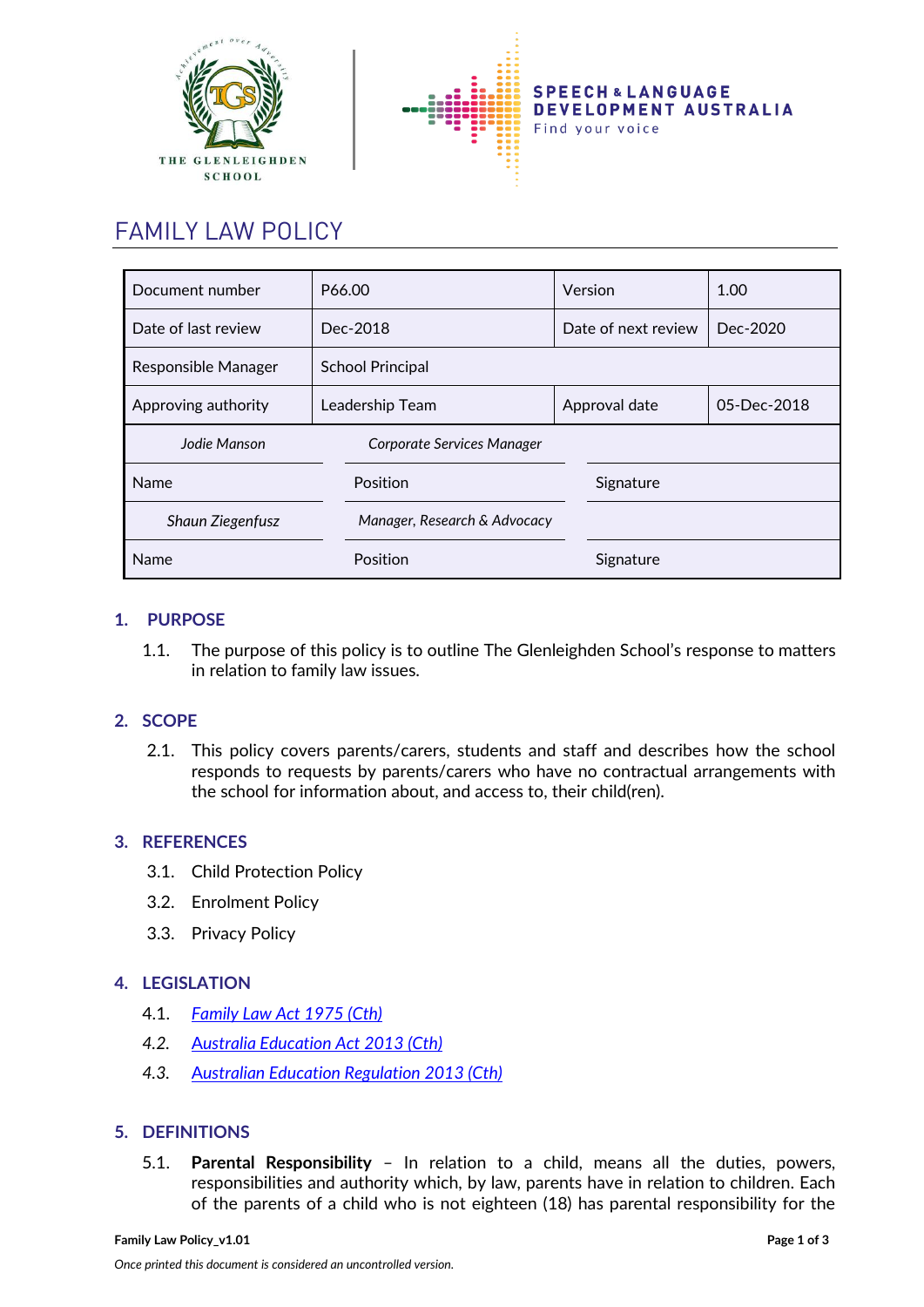# FAMILY LAW POLICY

| Document number | P66.00 | Version | 1.00 |
|---|---|---|---|
| Date of last review | Dec-2018 | Date of next review | Dec-2020 |
| Responsible Manager | School Principal | | |
| Approving authority | Leadership Team | Approval date | 05-Dec-2018 |
| *Jodie Manson* | *Corporate Services Manager* | | |
| Name | Position | Signature | |
| *Shaun Ziegenfusz* | *Manager, Research & Advocacy* | | |
| Name | Position | Signature | |

## 1. PURPOSE

1.1. The purpose of this policy is to outline The Glenleighden School's response to matters in relation to family law issues.

## 2. SCOPE

2.1. This policy covers parents/carers, students and staff and describes how the school responds to requests by parents/carers who have no contractual arrangements with the school for information about, and access to, their child(ren).

## 3. REFERENCES

3.1. Child Protection Policy

3.2. Enrolment Policy

3.3. Privacy Policy

## 4. LEGISLATION

4.1. *Family Law Act 1975 (Cth)*

*4.2.* *Australia Education Act 2013 (Cth)*

*4.3.* *Australian Education Regulation 2013 (Cth)*

## 5. DEFINITIONS

5.1. **Parental Responsibility** – In relation to a child, means all the duties, powers, responsibilities and authority which, by law, parents have in relation to children. Each of the parents of a child who is not eighteen (18) has parental responsibility for the

Family Law Policy_v1.01

*Once printed this document is considered an uncontrolled version.*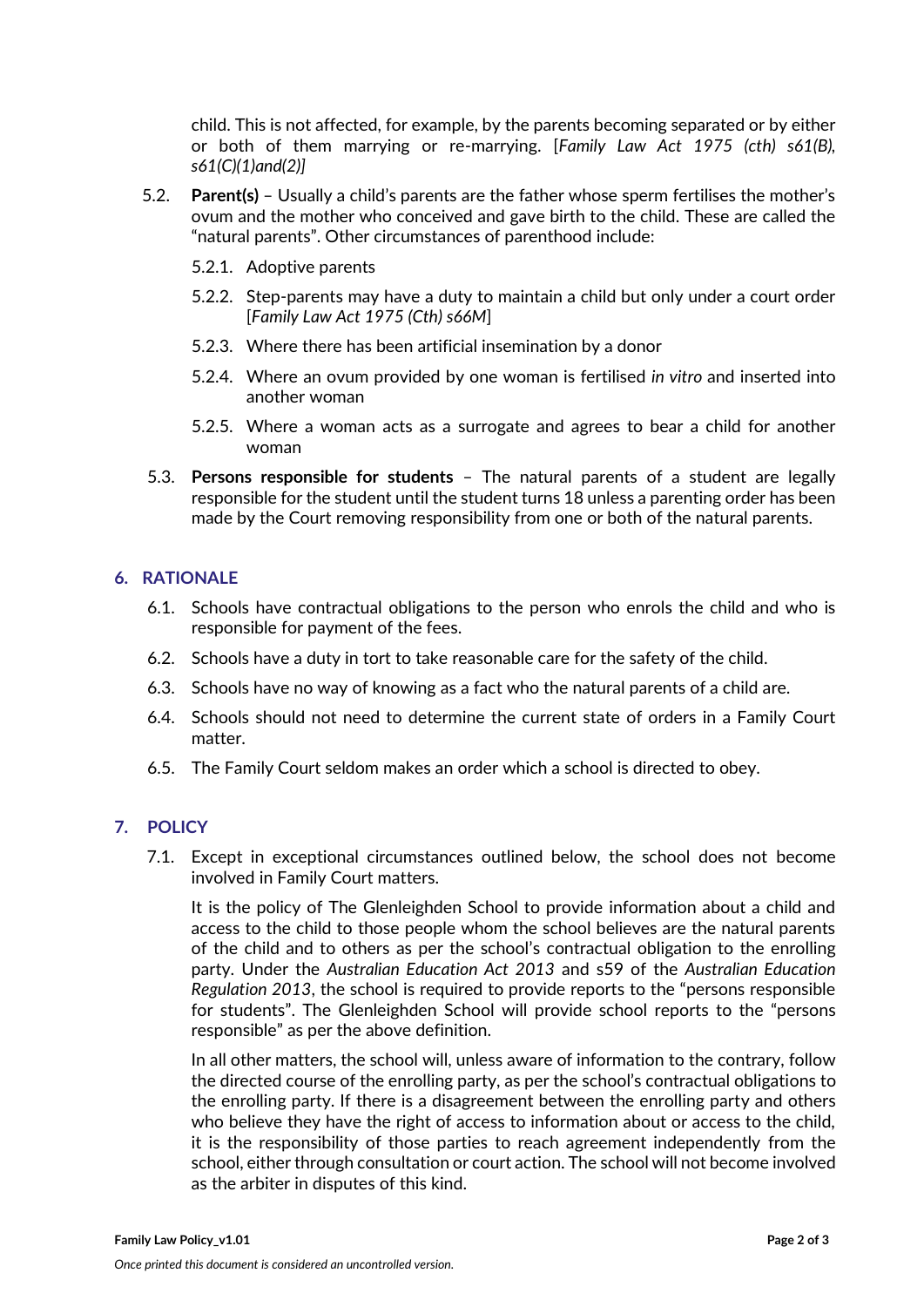child. This is not affected, for example, by the parents becoming separated or by either or both of them marrying or re-marrying. [*Family Law Act 1975 (cth) s61(B), s61(C)(1)and(2)]*

5.2. **Parent(s)** – Usually a child's parents are the father whose sperm fertilises the mother's ovum and the mother who conceived and gave birth to the child. These are called the "natural parents". Other circumstances of parenthood include:

5.2.1. Adoptive parents

5.2.2. Step-parents may have a duty to maintain a child but only under a court order [*Family Law Act 1975 (Cth) s66M*]

5.2.3. Where there has been artificial insemination by a donor

5.2.4. Where an ovum provided by one woman is fertilised *in vitro* and inserted into another woman

5.2.5. Where a woman acts as a surrogate and agrees to bear a child for another woman

5.3. **Persons responsible for students** – The natural parents of a student are legally responsible for the student until the student turns 18 unless a parenting order has been made by the Court removing responsibility from one or both of the natural parents.

## 6. RATIONALE

6.1. Schools have contractual obligations to the person who enrols the child and who is responsible for payment of the fees.

6.2. Schools have a duty in tort to take reasonable care for the safety of the child.

6.3. Schools have no way of knowing as a fact who the natural parents of a child are.

6.4. Schools should not need to determine the current state of orders in a Family Court matter.

6.5. The Family Court seldom makes an order which a school is directed to obey.

## 7. POLICY

7.1. Except in exceptional circumstances outlined below, the school does not become involved in Family Court matters.

It is the policy of The Glenleighden School to provide information about a child and access to the child to those people whom the school believes are the natural parents of the child and to others as per the school's contractual obligation to the enrolling party. Under the *Australian Education Act 2013* and s59 of the *Australian Education Regulation 2013*, the school is required to provide reports to the "persons responsible for students". The Glenleighden School will provide school reports to the "persons responsible" as per the above definition.

In all other matters, the school will, unless aware of information to the contrary, follow the directed course of the enrolling party, as per the school's contractual obligations to the enrolling party. If there is a disagreement between the enrolling party and others who believe they have the right of access to information about or access to the child, it is the responsibility of those parties to reach agreement independently from the school, either through consultation or court action. The school will not become involved as the arbiter in disputes of this kind.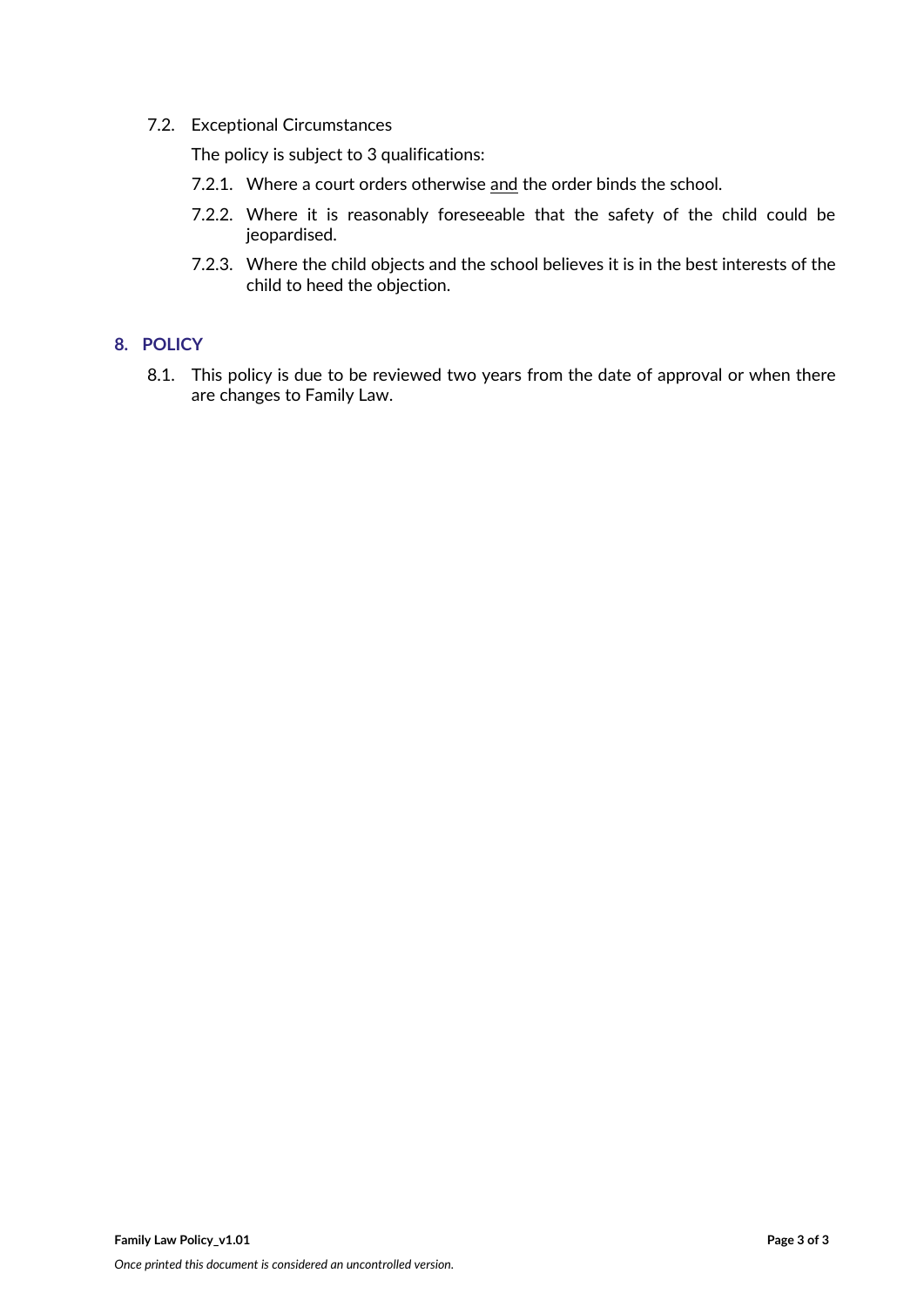7.2. Exceptional Circumstances

The policy is subject to 3 qualifications:

7.2.1. Where a court orders otherwise <u>and</u> the order binds the school.

7.2.2. Where it is reasonably foreseeable that the safety of the child could be jeopardised.

7.2.3. Where the child objects and the school believes it is in the best interests of the child to heed the objection.

## 8. POLICY

8.1. This policy is due to be reviewed two years from the date of approval or when there are changes to Family Law.